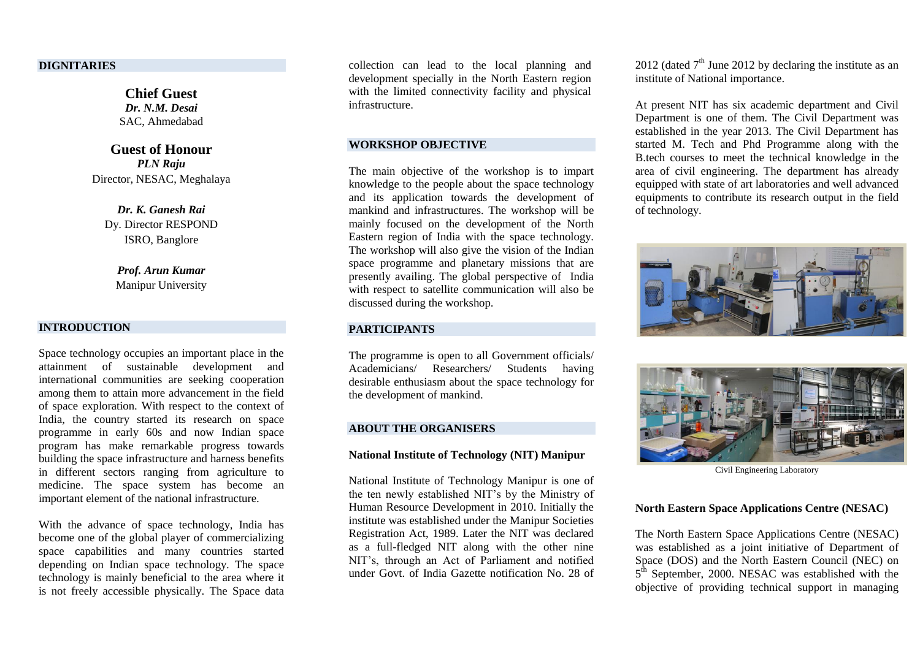## DIGNITARIES

**Chief Guest**
*Dr. N.M. Desai*
SAC, Ahmedabad

**Guest of Honour**
*PLN Raju*
Director, NESAC, Meghalaya

*Dr. K. Ganesh Rai*
Dy. Director RESPOND
ISRO, Banglore

*Prof. Arun Kumar*
Manipur University

## INTRODUCTION

Space technology occupies an important place in the attainment of sustainable development and international communities are seeking cooperation among them to attain more advancement in the field of space exploration. With respect to the context of India, the country started its research on space programme in early 60s and now Indian space program has make remarkable progress towards building the space infrastructure and harness benefits in different sectors ranging from agriculture to medicine. The space system has become an important element of the national infrastructure.

With the advance of space technology, India has become one of the global player of commercializing space capabilities and many countries started depending on Indian space technology. The space technology is mainly beneficial to the area where it is not freely accessible physically. The Space data collection can lead to the local planning and development specially in the North Eastern region with the limited connectivity facility and physical infrastructure.

## WORKSHOP OBJECTIVE

The main objective of the workshop is to impart knowledge to the people about the space technology and its application towards the development of mankind and infrastructures. The workshop will be mainly focused on the development of the North Eastern region of India with the space technology. The workshop will also give the vision of the Indian space programme and planetary missions that are presently availing. The global perspective of India with respect to satellite communication will also be discussed during the workshop.

## PARTICIPANTS

The programme is open to all Government officials/ Academicians/ Researchers/ Students having desirable enthusiasm about the space technology for the development of mankind.

## ABOUT THE ORGANISERS

### National Institute of Technology (NIT) Manipur

National Institute of Technology Manipur is one of the ten newly established NIT's by the Ministry of Human Resource Development in 2010. Initially the institute was established under the Manipur Societies Registration Act, 1989. Later the NIT was declared as a full-fledged NIT along with the other nine NIT's, through an Act of Parliament and notified under Govt. of India Gazette notification No. 28 of 2012 (dated 7th June 2012 by declaring the institute as an institute of National importance.

At present NIT has six academic department and Civil Department is one of them. The Civil Department was established in the year 2013. The Civil Department has started M. Tech and Phd Programme along with the B.tech courses to meet the technical knowledge in the area of civil engineering. The department has already equipped with state of art laboratories and well advanced equipments to contribute its research output in the field of technology.

Civil Engineering Laboratory

### North Eastern Space Applications Centre (NESAC)

The North Eastern Space Applications Centre (NESAC) was established as a joint initiative of Department of Space (DOS) and the North Eastern Council (NEC) on 5th September, 2000. NESAC was established with the objective of providing technical support in managing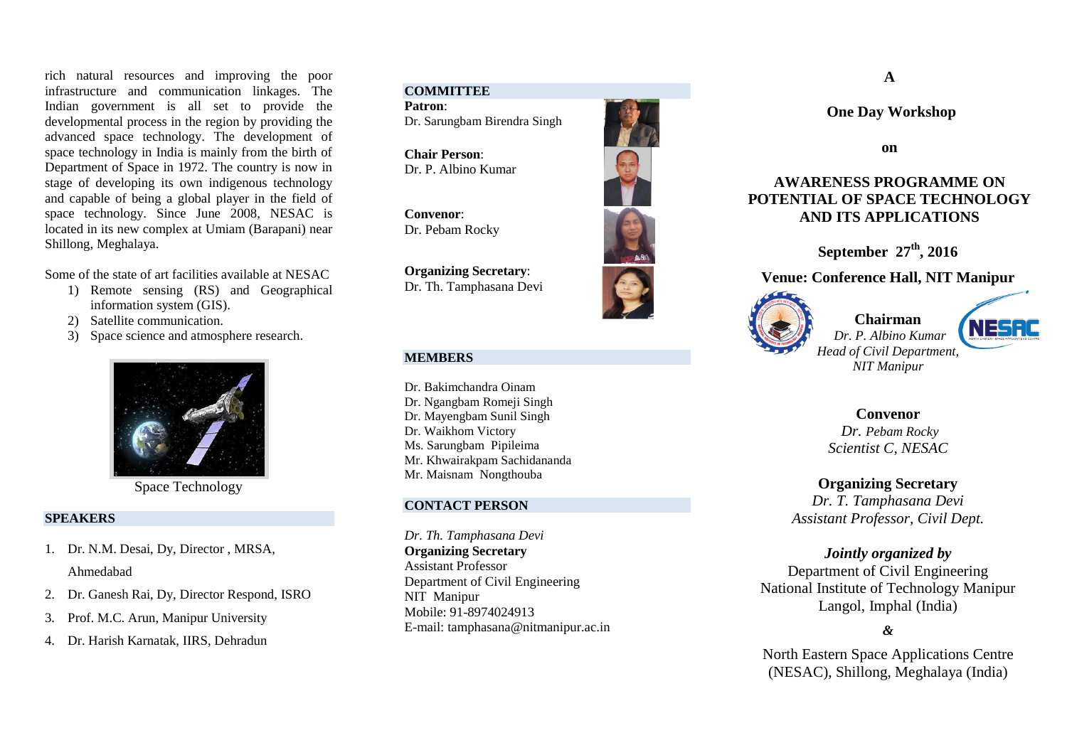rich natural resources and improving the poor infrastructure and communication linkages. The Indian government is all set to provide the developmental process in the region by providing the advanced space technology. The development of space technology in India is mainly from the birth of Department of Space in 1972. The country is now in stage of developing its own indigenous technology and capable of being a global player in the field of space technology. Since June 2008, NESAC is located in its new complex at Umiam (Barapani) near Shillong, Meghalaya.

Some of the state of art facilities available at NESAC

1) Remote sensing (RS) and Geographical information system (GIS).
2) Satellite communication.
3) Space science and atmosphere research.

Space Technology

## SPEAKERS

1. Dr. N.M. Desai, Dy, Director , MRSA, Ahmedabad
2. Dr. Ganesh Rai, Dy, Director Respond, ISRO
3. Prof. M.C. Arun, Manipur University
4. Dr. Harish Karnatak, IIRS, Dehradun

## COMMITTEE

**Patron**:
Dr. Sarungbam Birendra Singh

**Chair Person**:
Dr. P. Albino Kumar

**Convenor**:
Dr. Pebam Rocky

**Organizing Secretary**:
Dr. Th. Tamphasana Devi

## MEMBERS

Dr. Bakimchandra Oinam
Dr. Ngangbam Romeji Singh
Dr. Mayengbam Sunil Singh
Dr. Waikhom Victory
Ms. Sarungbam Pipileima
Mr. Khwairakpam Sachidananda
Mr. Maisnam Nongthouba

## CONTACT PERSON

*Dr. Th. Tamphasana Devi*
**Organizing Secretary**
Assistant Professor
Department of Civil Engineering
NIT Manipur
Mobile: 91-8974024913
E-mail: tamphasana@nitmanipur.ac.in

**A**

**One Day Workshop**

**on**

# AWARENESS PROGRAMME ON POTENTIAL OF SPACE TECHNOLOGY AND ITS APPLICATIONS

**September 27th, 2016**

**Venue: Conference Hall, NIT Manipur**

**Chairman**
*Dr. P. Albino Kumar*
*Head of Civil Department, NIT Manipur*

**Convenor**
*Dr. Pebam Rocky*
*Scientist C, NESAC*

**Organizing Secretary**
*Dr. T. Tamphasana Devi*
*Assistant Professor, Civil Dept.*

***Jointly organized by***
Department of Civil Engineering
National Institute of Technology Manipur
Langol, Imphal (India)

***&***

North Eastern Space Applications Centre (NESAC), Shillong, Meghalaya (India)